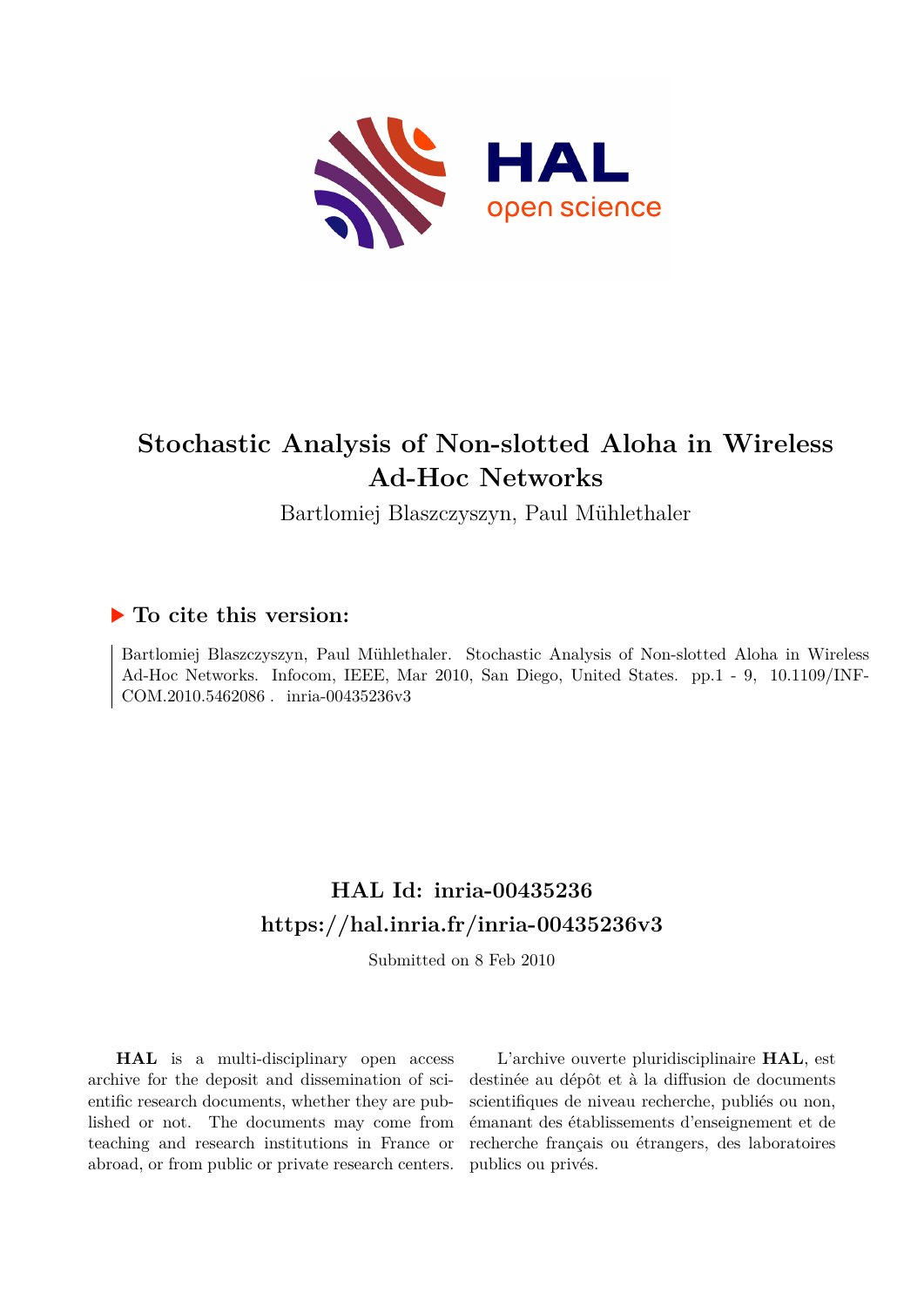# Stochastic Analysis of Non-slotted Aloha in Wireless Ad-Hoc Networks

Bartlomiej Blaszczyszyn, Paul Mühlethaler

## ▶ To cite this version:

Bartlomiej Blaszczyszyn, Paul Mühlethaler. Stochastic Analysis of Non-slotted Aloha in Wireless Ad-Hoc Networks. Infocom, IEEE, Mar 2010, San Diego, United States. pp.1 - 9, 10.1109/INFCOM.2010.5462086 . inria-00435236v3

## HAL Id: inria-00435236
## https://hal.inria.fr/inria-00435236v3

Submitted on 8 Feb 2010

**HAL** is a multi-disciplinary open access archive for the deposit and dissemination of scientific research documents, whether they are published or not. The documents may come from teaching and research institutions in France or abroad, or from public or private research centers.

L'archive ouverte pluridisciplinaire **HAL**, est destinée au dépôt et à la diffusion de documents scientifiques de niveau recherche, publiés ou non, émanant des établissements d'enseignement et de recherche français ou étrangers, des laboratoires publics ou privés.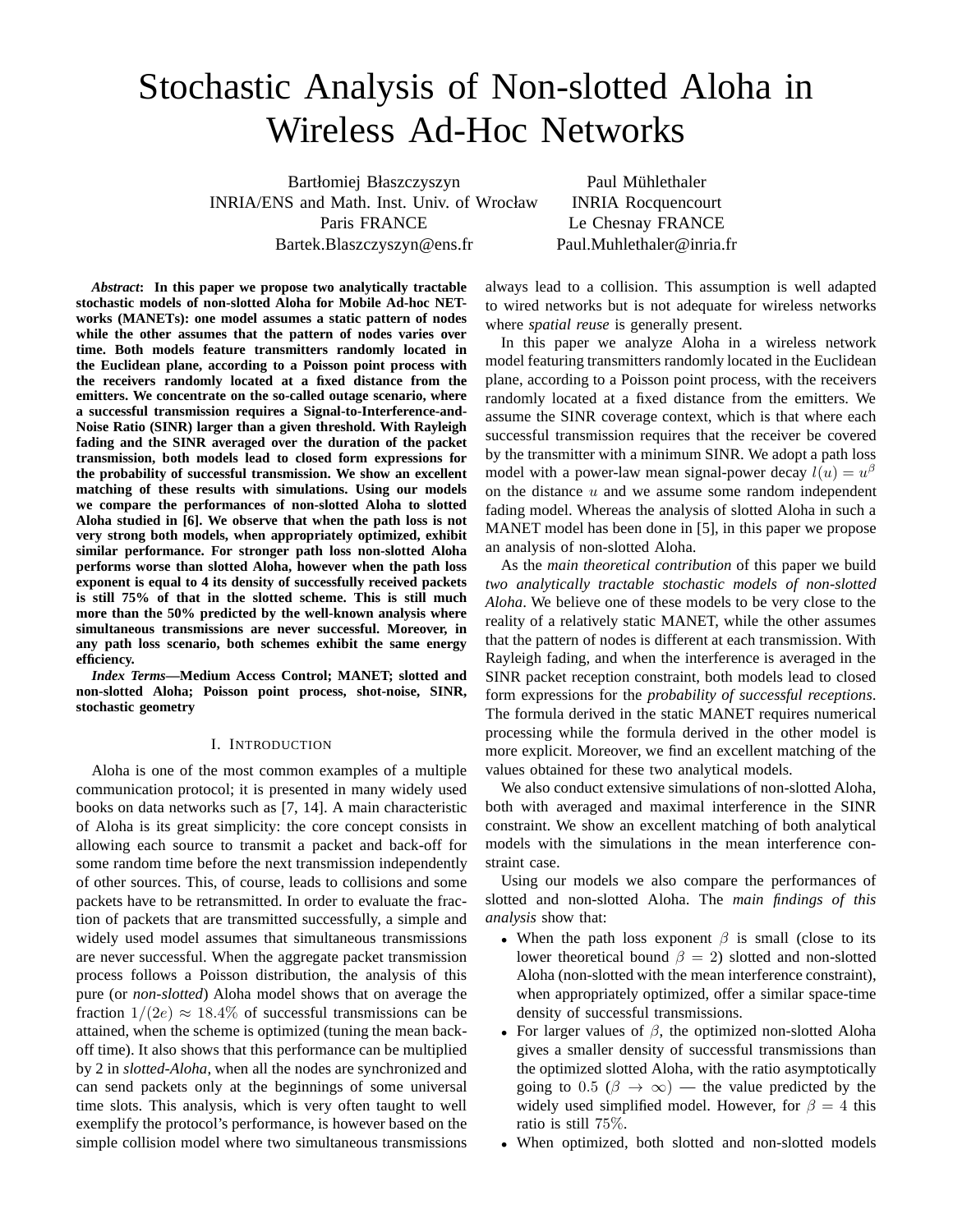# Stochastic Analysis of Non-slotted Aloha in Wireless Ad-Hoc Networks

Bartłomiej Błaszczyszyn
INRIA/ENS and Math. Inst. Univ. of Wrocław
Paris FRANCE
Bartek.Blaszczyszyn@ens.fr

Paul Mühlethaler
INRIA Rocquencourt
Le Chesnay FRANCE
Paul.Muhlethaler@inria.fr

***Abstract*: In this paper we propose two analytically tractable stochastic models of non-slotted Aloha for Mobile Ad-hoc NETworks (MANETs): one model assumes a static pattern of nodes while the other assumes that the pattern of nodes varies over time. Both models feature transmitters randomly located in the Euclidean plane, according to a Poisson point process with the receivers randomly located at a fixed distance from the emitters. We concentrate on the so-called outage scenario, where a successful transmission requires a Signal-to-Interference-and-Noise Ratio (SINR) larger than a given threshold. With Rayleigh fading and the SINR averaged over the duration of the packet transmission, both models lead to closed form expressions for the probability of successful transmission. We show an excellent matching of these results with simulations. Using our models we compare the performances of non-slotted Aloha to slotted Aloha studied in [6]. We observe that when the path loss is not very strong both models, when appropriately optimized, exhibit similar performance. For stronger path loss non-slotted Aloha performs worse than slotted Aloha, however when the path loss exponent is equal to 4 its density of successfully received packets is still 75% of that in the slotted scheme. This is still much more than the 50% predicted by the well-known analysis where simultaneous transmissions are never successful. Moreover, in any path loss scenario, both schemes exhibit the same energy efficiency.**

***Index Terms*—Medium Access Control; MANET; slotted and non-slotted Aloha; Poisson point process, shot-noise, SINR, stochastic geometry**

## I. Introduction

Aloha is one of the most common examples of a multiple communication protocol; it is presented in many widely used books on data networks such as [7, 14]. A main characteristic of Aloha is its great simplicity: the core concept consists in allowing each source to transmit a packet and back-off for some random time before the next transmission independently of other sources. This, of course, leads to collisions and some packets have to be retransmitted. In order to evaluate the fraction of packets that are transmitted successfully, a simple and widely used model assumes that simultaneous transmissions are never successful. When the aggregate packet transmission process follows a Poisson distribution, the analysis of this pure (or *non-slotted*) Aloha model shows that on average the fraction $1/(2e) \approx 18.4\%$ of successful transmissions can be attained, when the scheme is optimized (tuning the mean back-off time). It also shows that this performance can be multiplied by 2 in *slotted-Aloha*, when all the nodes are synchronized and can send packets only at the beginnings of some universal time slots. This analysis, which is very often taught to well exemplify the protocol's performance, is however based on the simple collision model where two simultaneous transmissions always lead to a collision. This assumption is well adapted to wired networks but is not adequate for wireless networks where *spatial reuse* is generally present.

In this paper we analyze Aloha in a wireless network model featuring transmitters randomly located in the Euclidean plane, according to a Poisson point process, with the receivers randomly located at a fixed distance from the emitters. We assume the SINR coverage context, which is that where each successful transmission requires that the receiver be covered by the transmitter with a minimum SINR. We adopt a path loss model with a power-law mean signal-power decay $l(u) = u^\beta$ on the distance $u$ and we assume some random independent fading model. Whereas the analysis of slotted Aloha in such a MANET model has been done in [5], in this paper we propose an analysis of non-slotted Aloha.

As the *main theoretical contribution* of this paper we build *two analytically tractable stochastic models of non-slotted Aloha*. We believe one of these models to be very close to the reality of a relatively static MANET, while the other assumes that the pattern of nodes is different at each transmission. With Rayleigh fading, and when the interference is averaged in the SINR packet reception constraint, both models lead to closed form expressions for the *probability of successful receptions*. The formula derived in the static MANET requires numerical processing while the formula derived in the other model is more explicit. Moreover, we find an excellent matching of the values obtained for these two analytical models.

We also conduct extensive simulations of non-slotted Aloha, both with averaged and maximal interference in the SINR constraint. We show an excellent matching of both analytical models with the simulations in the mean interference constraint case.

Using our models we also compare the performances of slotted and non-slotted Aloha. The *main findings of this analysis* show that:

- When the path loss exponent $\beta$ is small (close to its lower theoretical bound $\beta = 2$) slotted and non-slotted Aloha (non-slotted with the mean interference constraint), when appropriately optimized, offer a similar space-time density of successful transmissions.
- For larger values of $\beta$, the optimized non-slotted Aloha gives a smaller density of successful transmissions than the optimized slotted Aloha, with the ratio asymptotically going to $0.5$ ($\beta \to \infty$) — the value predicted by the widely used simplified model. However, for $\beta = 4$ this ratio is still $75\%$.
- When optimized, both slotted and non-slotted models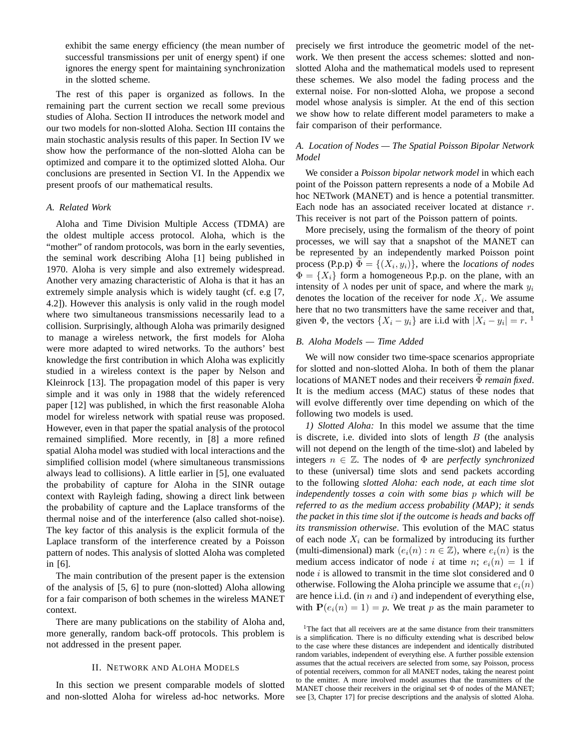exhibit the same energy efficiency (the mean number of successful transmissions per unit of energy spent) if one ignores the energy spent for maintaining synchronization in the slotted scheme.

The rest of this paper is organized as follows. In the remaining part the current section we recall some previous studies of Aloha. Section II introduces the network model and our two models for non-slotted Aloha. Section III contains the main stochastic analysis results of this paper. In Section IV we show how the performance of the non-slotted Aloha can be optimized and compare it to the optimized slotted Aloha. Our conclusions are presented in Section VI. In the Appendix we present proofs of our mathematical results.

### A. Related Work

Aloha and Time Division Multiple Access (TDMA) are the oldest multiple access protocol. Aloha, which is the "mother" of random protocols, was born in the early seventies, the seminal work describing Aloha [1] being published in 1970. Aloha is very simple and also extremely widespread. Another very amazing characteristic of Aloha is that it has an extremely simple analysis which is widely taught (cf. e.g [7, 4.2]). However this analysis is only valid in the rough model where two simultaneous transmissions necessarily lead to a collision. Surprisingly, although Aloha was primarily designed to manage a wireless network, the first models for Aloha were more adapted to wired networks. To the authors' best knowledge the first contribution in which Aloha was explicitly studied in a wireless context is the paper by Nelson and Kleinrock [13]. The propagation model of this paper is very simple and it was only in 1988 that the widely referenced paper [12] was published, in which the first reasonable Aloha model for wireless network with spatial reuse was proposed. However, even in that paper the spatial analysis of the protocol remained simplified. More recently, in [8] a more refined spatial Aloha model was studied with local interactions and the simplified collision model (where simultaneous transmissions always lead to collisions). A little earlier in [5], one evaluated the probability of capture for Aloha in the SINR outage context with Rayleigh fading, showing a direct link between the probability of capture and the Laplace transforms of the thermal noise and of the interference (also called shot-noise). The key factor of this analysis is the explicit formula of the Laplace transform of the interference created by a Poisson pattern of nodes. This analysis of slotted Aloha was completed in [6].

The main contribution of the present paper is the extension of the analysis of [5, 6] to pure (non-slotted) Aloha allowing for a fair comparison of both schemes in the wireless MANET context.

There are many publications on the stability of Aloha and, more generally, random back-off protocols. This problem is not addressed in the present paper.

## II. Network and Aloha Models

In this section we present comparable models of slotted and non-slotted Aloha for wireless ad-hoc networks. More precisely we first introduce the geometric model of the network. We then present the access schemes: slotted and non-slotted Aloha and the mathematical models used to represent these schemes. We also model the fading process and the external noise. For non-slotted Aloha, we propose a second model whose analysis is simpler. At the end of this section we show how to relate different model parameters to make a fair comparison of their performance.

### A. Location of Nodes — The Spatial Poisson Bipolar Network Model

We consider a *Poisson bipolar network model* in which each point of the Poisson pattern represents a node of a Mobile Ad hoc NETwork (MANET) and is hence a potential transmitter. Each node has an associated receiver located at distance $r$. This receiver is not part of the Poisson pattern of points.

More precisely, using the formalism of the theory of point processes, we will say that a snapshot of the MANET can be represented by an independently marked Poisson point process (P.p.p) $\widetilde{\Phi} = \{(X_i, y_i)\}$, where the *locations of nodes* $\Phi = \{X_i\}$ form a homogeneous P.p.p. on the plane, with an intensity of $\lambda$ nodes per unit of space, and where the mark $y_i$ denotes the location of the receiver for node $X_i$. We assume here that no two transmitters have the same receiver and that, given $\Phi$, the vectors $\{X_i - y_i\}$ are i.i.d with $|X_i - y_i| = r$. [1]

### B. Aloha Models — Time Added

We will now consider two time-space scenarios appropriate for slotted and non-slotted Aloha. In both of them the planar locations of MANET nodes and their receivers $\widetilde{\Phi}$ *remain fixed*. It is the medium access (MAC) status of these nodes that will evolve differently over time depending on which of the following two models is used.

*1) Slotted Aloha:* In this model we assume that the time is discrete, i.e. divided into slots of length $B$ (the analysis will not depend on the length of the time-slot) and labeled by integers $n \in \mathbb{Z}$. The nodes of $\Phi$ are *perfectly synchronized* to these (universal) time slots and send packets according to the following *slotted Aloha: each node, at each time slot independently tosses a coin with some bias $p$ which will be referred to as the medium access probability (MAP); it sends the packet in this time slot if the outcome is heads and backs off its transmission otherwise*. This evolution of the MAC status of each node $X_i$ can be formalized by introducing its further (multi-dimensional) mark $(e_i(n) : n \in \mathbb{Z})$, where $e_i(n)$ is the medium access indicator of node $i$ at time $n$; $e_i(n) = 1$ if node $i$ is allowed to transmit in the time slot considered and 0 otherwise. Following the Aloha principle we assume that $e_i(n)$ are hence i.i.d. (in $n$ and $i$) and independent of everything else, with $\mathbf{P}(e_i(n) = 1) = p$. We treat $p$ as the main parameter to

[1] The fact that all receivers are at the same distance from their transmitters is a simplification. There is no difficulty extending what is described below to the case where these distances are independent and identically distributed random variables, independent of everything else. A further possible extension assumes that the actual receivers are selected from some, say Poisson, process of potential receivers, common for all MANET nodes, taking the nearest point to the emitter. A more involved model assumes that the transmitters of the MANET choose their receivers in the original set $\Phi$ of nodes of the MANET; see [3, Chapter 17] for precise descriptions and the analysis of slotted Aloha.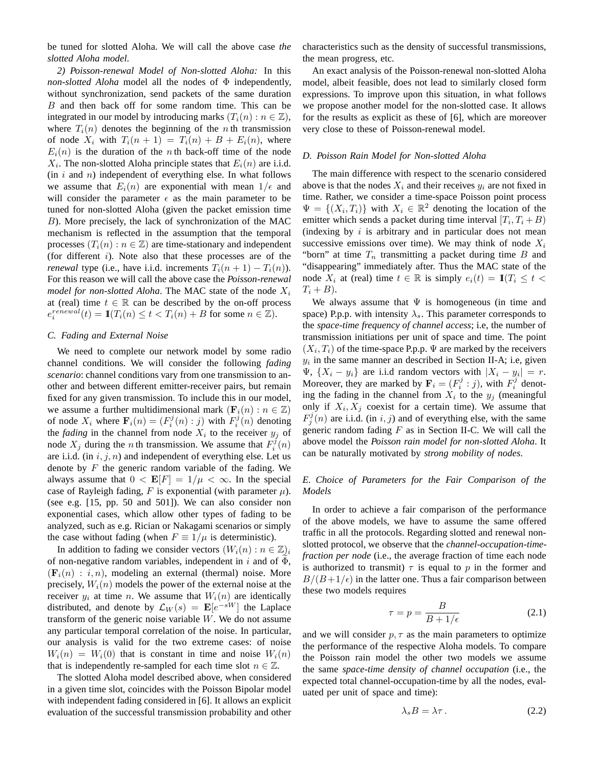be tuned for slotted Aloha. We will call the above case *the slotted Aloha model*.

*2) Poisson-renewal Model of Non-slotted Aloha:* In this *non-slotted Aloha* model all the nodes of $\Phi$ independently, without synchronization, send packets of the same duration $B$ and then back off for some random time. This can be integrated in our model by introducing marks $(T_i(n) : n \in \mathbb{Z})$, where $T_i(n)$ denotes the beginning of the $n$th transmission of node $X_i$ with $T_i(n+1) = T_i(n) + B + E_i(n)$, where $E_i(n)$ is the duration of the $n$th back-off time of the node $X_i$. The non-slotted Aloha principle states that $E_i(n)$ are i.i.d. (in $i$ and $n$) independent of everything else. In what follows we assume that $E_i(n)$ are exponential with mean $1/\epsilon$ and will consider the parameter $\epsilon$ as the main parameter to be tuned for non-slotted Aloha (given the packet emission time $B$). More precisely, the lack of synchronization of the MAC mechanism is reflected in the assumption that the temporal processes $(T_i(n) : n \in \mathbb{Z})$ are time-stationary and independent (for different $i$). Note also that these processes are of the *renewal* type (i.e., have i.i.d. increments $T_i(n+1) - T_i(n)$). For this reason we will call the above case the *Poisson-renewal model for non-slotted Aloha*. The MAC state of the node $X_i$ at (real) time $t \in \mathbb{R}$ can be described by the on-off process $e_i^{renewal}(t) = \mathbb{1}(T_i(n) \le t < T_i(n) + B$ for some $n \in \mathbb{Z})$.

### C. Fading and External Noise

We need to complete our network model by some radio channel conditions. We will consider the following *fading scenario*: channel conditions vary from one transmission to another and between different emitter-receiver pairs, but remain fixed for any given transmission. To include this in our model, we assume a further multidimensional mark $(\mathbf{F}_i(n) : n \in \mathbb{Z})$ of node $X_i$ where $\mathbf{F}_i(n) = (F_i^j(n) : j)$ with $F_i^j(n)$ denoting the *fading* in the channel from node $X_i$ to the receiver $y_j$ of node $X_j$ during the $n$th transmission. We assume that $F_i^j(n)$ are i.i.d. (in $i, j, n$) and independent of everything else. Let us denote by $F$ the generic random variable of the fading. We always assume that $0 < \mathbf{E}[F] = 1/\mu < \infty$. In the special case of Rayleigh fading, $F$ is exponential (with parameter $\mu$). (see e.g. [15, pp. 50 and 501]). We can also consider non exponential cases, which allow other types of fading to be analyzed, such as e.g. Rician or Nakagami scenarios or simply the case without fading (when $F \equiv 1/\mu$ is deterministic).

In addition to fading we consider vectors $(W_i(n) : n \in \mathbb{Z})_i$ of non-negative random variables, independent in $i$ and of $\Phi$, $(\mathbf{F}_i(n) : i, n)$, modeling an external (thermal) noise. More precisely, $W_i(n)$ models the power of the external noise at the receiver $y_i$ at time $n$. We assume that $W_i(n)$ are identically distributed, and denote by $\mathcal{L}_W(s) = \mathbf{E}[e^{-sW}]$ the Laplace transform of the generic noise variable $W$. We do not assume any particular temporal correlation of the noise. In particular, our analysis is valid for the two extreme cases: of noise $W_i(n) = W_i(0)$ that is constant in time and noise $W_i(n)$ that is independently re-sampled for each time slot $n \in \mathbb{Z}$.

The slotted Aloha model described above, when considered in a given time slot, coincides with the Poisson Bipolar model with independent fading considered in [6]. It allows an explicit evaluation of the successful transmission probability and other characteristics such as the density of successful transmissions, the mean progress, etc.

An exact analysis of the Poisson-renewal non-slotted Aloha model, albeit feasible, does not lead to similarly closed form expressions. To improve upon this situation, in what follows we propose another model for the non-slotted case. It allows for the results as explicit as these of [6], which are moreover very close to these of Poisson-renewal model.

### D. Poisson Rain Model for Non-slotted Aloha

The main difference with respect to the scenario considered above is that the nodes $X_i$ and their receives $y_i$ are not fixed in time. Rather, we consider a time-space Poisson point process $\Psi = \{(X_i, T_i)\}$ with $X_i \in \mathbb{R}^2$ denoting the location of the emitter which sends a packet during time interval $[T_i, T_i + B)$ (indexing by $i$ is arbitrary and in particular does not mean successive emissions over time). We may think of node $X_i$ "born" at time $T_n$ transmitting a packet during time $B$ and "disappearing" immediately after. Thus the MAC state of the node $X_i$ at (real) time $t \in \mathbb{R}$ is simply $e_i(t) = \mathbb{1}(T_i \le t < T_i + B)$.

We always assume that $\Psi$ is homogeneous (in time and space) P.p.p. with intensity $\lambda_s$. This parameter corresponds to the *space-time frequency of channel access*; i.e, the number of transmission initiations per unit of space and time. The point $(X_i, T_i)$ of the time-space P.p.p. $\Psi$ are marked by the receivers $y_i$ in the same manner an described in Section II-A; i.e, given $\Psi$, $\{X_i - y_i\}$ are i.i.d random vectors with $|X_i - y_i| = r$. Moreover, they are marked by $\mathbf{F}_i = (F_i^j : j)$, with $F_i^j$ denoting the fading in the channel from $X_i$ to the $y_j$ (meaningful only if $X_i, X_j$ coexist for a certain time). We assume that $F_j^j(n)$ are i.i.d. (in $i, j$) and of everything else, with the same generic random fading $F$ as in Section II-C. We will call the above model the *Poisson rain model for non-slotted Aloha*. It can be naturally motivated by *strong mobility of nodes*.

### E. Choice of Parameters for the Fair Comparison of the Models

In order to achieve a fair comparison of the performance of the above models, we have to assume the same offered traffic in all the protocols. Regarding slotted and renewal non-slotted protocol, we observe that the *channel-occupation-time-fraction per node* (i.e., the average fraction of time each node is authorized to transmit) $\tau$ is equal to $p$ in the former and $B/(B+1/\epsilon)$ in the latter one. Thus a fair comparison between these two models requires

$$\tau = p = \frac{B}{B + 1/\epsilon} \tag{2.1}$$

and we will consider $p, \tau$ as the main parameters to optimize the performance of the respective Aloha models. To compare the Poisson rain model the other two models we assume the same *space-time density of channel occupation* (i.e., the expected total channel-occupation-time by all the nodes, evaluated per unit of space and time):

$$\lambda_s B = \lambda \tau \,. \tag{2.2}$$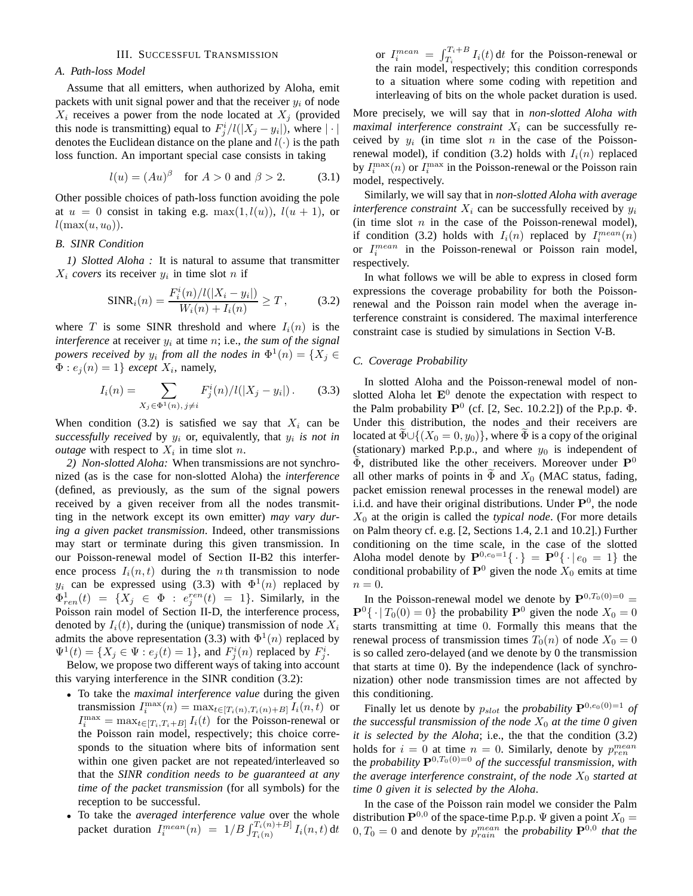## III. Successful Transmission

### A. Path-loss Model

Assume that all emitters, when authorized by Aloha, emit packets with unit signal power and that the receiver $y_i$ of node $X_i$ receives a power from the node located at $X_j$ (provided this node is transmitting) equal to $F^i_j/l(|X_j - y_i|)$, where $|\cdot|$ denotes the Euclidean distance on the plane and $l(\cdot)$ is the path loss function. An important special case consists in taking

$$l(u) = (Au)^\beta \quad \text{for } A > 0 \text{ and } \beta > 2. \tag{3.1}$$

Other possible choices of path-loss function avoiding the pole at $u = 0$ consist in taking e.g. $\max(1, l(u))$, $l(u+1)$, or $l(\max(u, u_0))$.

### B. SINR Condition

*1) Slotted Aloha :* It is natural to assume that transmitter $X_i$ *covers* its receiver $y_i$ in time slot $n$ if

$$\text{SINR}_i(n) = \frac{F^i_i(n)/l(|X_i - y_i|)}{W_i(n) + I_i(n)} \geq T\,, \tag{3.2}$$

where $T$ is some SINR threshold and where $I_i(n)$ is the *interference* at receiver $y_i$ at time $n$; i.e., *the sum of the signal powers received by $y_i$ from all the nodes in $\Phi^1(n) = \{X_j \in \Phi : e_j(n) = 1\}$ except $X_i$*, namely,

$$I_i(n) = \sum_{X_j \in \Phi^1(n),\, j \neq i} F^i_j(n)/l(|X_j - y_i|)\,. \tag{3.3}$$

When condition (3.2) is satisfied we say that $X_i$ can be *successfully received* by $y_i$ or, equivalently, that $y_i$ *is not in outage* with respect to $X_i$ in time slot $n$.

*2) Non-slotted Aloha:* When transmissions are not synchronized (as is the case for non-slotted Aloha) the *interference* (defined, as previously, as the sum of the signal powers received by a given receiver from all the nodes transmitting in the network except its own emitter) *may vary during a given packet transmission*. Indeed, other transmissions may start or terminate during this given transmission. In our Poisson-renewal model of Section II-B2 this interference process $I_i(n,t)$ during the $n$ th transmission to node $y_i$ can be expressed using (3.3) with $\Phi^1(n)$ replaced by $\Phi^1_{ren}(t) = \{X_j \in \Phi : e^{ren}_j(t) = 1\}$. Similarly, in the Poisson rain model of Section II-D, the interference process, denoted by $I_i(t)$, during the (unique) transmission of node $X_i$ admits the above representation (3.3) with $\Phi^1(n)$ replaced by $\Psi^1(t) = \{X_j \in \Psi : e_j(t) = 1\}$, and $F^i_j(n)$ replaced by $F^i_j$.

Below, we propose two different ways of taking into account this varying interference in the SINR condition (3.2):

- To take the *maximal interference value* during the given transmission $I^{\max}_i(n) = \max_{t \in [T_i(n), T_i(n)+B]} I_i(n,t)$ or $I^{\max}_i = \max_{t \in [T_i, T_i+B]} I_i(t)$ for the Poisson-renewal or the Poisson rain model, respectively; this choice corresponds to the situation where bits of information sent within one given packet are not repeated/interleaved so that the *SINR condition needs to be guaranteed at any time of the packet transmission* (for all symbols) for the reception to be successful.
- To take the *averaged interference value* over the whole packet duration $I^{mean}_i(n) = 1/B \int_{T_i(n)}^{T_i(n)+B]} I_i(n,t)\,\mathrm{d}t$ or $I^{mean}_i = \int_{T_i}^{T_i+B} I_i(t)\,\mathrm{d}t$ for the Poisson-renewal or the rain model, respectively; this condition corresponds to a situation where some coding with repetition and interleaving of bits on the whole packet duration is used.

More precisely, we will say that in *non-slotted Aloha with maximal interference constraint* $X_i$ can be successfully received by $y_i$ (in time slot $n$ in the case of the Poisson-renewal model), if condition (3.2) holds with $I_i(n)$ replaced by $I^{\max}_i(n)$ or $I^{\max}_i$ in the Poisson-renewal or the Poisson rain model, respectively.

Similarly, we will say that in *non-slotted Aloha with average interference constraint* $X_i$ can be successfully received by $y_i$ (in time slot $n$ in the case of the Poisson-renewal model), if condition (3.2) holds with $I_i(n)$ replaced by $I^{mean}_i(n)$ or $I^{mean}_i$ in the Poisson-renewal or Poisson rain model, respectively.

In what follows we will be able to express in closed form expressions the coverage probability for both the Poisson-renewal and the Poisson rain model when the average interference constraint is considered. The maximal interference constraint case is studied by simulations in Section V-B.

### C. Coverage Probability

In slotted Aloha and the Poisson-renewal model of non-slotted Aloha let $\mathbf{E}^0$ denote the expectation with respect to the Palm probability $\mathbf{P}^0$ (cf. [2, Sec. 10.2.2]) of the P.p.p. $\Phi$. Under this distribution, the nodes and their receivers are located at $\widetilde{\Phi} \cup \{(X_0 = 0, y_0)\}$, where $\widetilde{\Phi}$ is a copy of the original (stationary) marked P.p.p., and where $y_0$ is independent of $\widetilde{\Phi}$, distributed like the other receivers. Moreover under $\mathbf{P}^0$ all other marks of points in $\widetilde{\Phi}$ and $X_0$ (MAC status, fading, packet emission renewal processes in the renewal model) are i.i.d. and have their original distributions. Under $\mathbf{P}^0$, the node $X_0$ at the origin is called the *typical node*. (For more details on Palm theory cf. e.g. [2, Sections 1.4, 2.1 and 10.2].) Further conditioning on the time scale, in the case of the slotted Aloha model denote by $\mathbf{P}^{0,e_0=1}\{\cdot\} = \mathbf{P}^0\{\cdot \,|\, e_0 = 1\}$ the conditional probability of $\mathbf{P}^0$ given the node $X_0$ emits at time $n = 0$.

In the Poisson-renewal model we denote by $\mathbf{P}^{0,T_0(0)=0} = \mathbf{P}^0\{\cdot \,|\, T_0(0) = 0\}$ the probability $\mathbf{P}^0$ given the node $X_0 = 0$ starts transmitting at time 0. Formally this means that the renewal process of transmission times $T_0(n)$ of node $X_0 = 0$ is so called zero-delayed (and we denote by 0 the transmission that starts at time 0). By the independence (lack of synchronization) other node transmission times are not affected by this conditioning.

Finally let us denote by $p_{slot}$ the *probability* $\mathbf{P}^{0,e_0(0)=1}$ *of the successful transmission of the node* $X_0$ *at the time 0 given it is selected by the Aloha*; i.e., the that the condition (3.2) holds for $i = 0$ at time $n = 0$. Similarly, denote by $p^{mean}_{ren}$ the *probability* $\mathbf{P}^{0,T_0(0)=0}$ *of the successful transmission, with the average interference constraint, of the node* $X_0$ *started at time 0 given it is selected by the Aloha*.

In the case of the Poisson rain model we consider the Palm distribution $\mathbf{P}^{0,0}$ of the space-time P.p.p. $\Psi$ given a point $X_0 = 0, T_0 = 0$ and denote by $p^{mean}_{rain}$ the *probability* $\mathbf{P}^{0,0}$ *that the*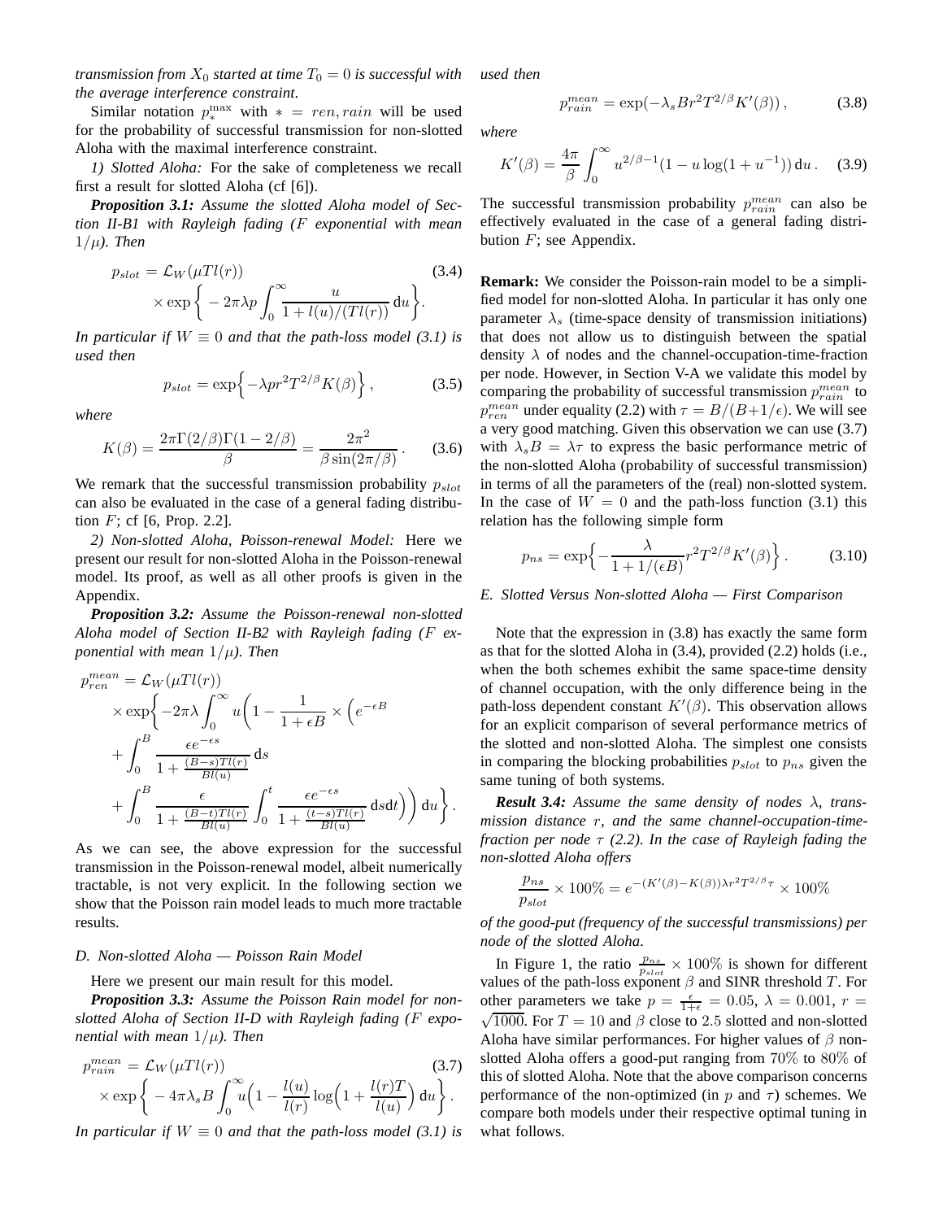*transmission from $X_0$ started at time $T_0 = 0$ is successful with the average interference constraint*.

Similar notation $p_*^{\max}$ with $* = ren, rain$ will be used for the probability of successful transmission for non-slotted Aloha with the maximal interference constraint.

*1) Slotted Aloha:* For the sake of completeness we recall first a result for slotted Aloha (cf [6]).

***Proposition 3.1:*** *Assume the slotted Aloha model of Section II-B1 with Rayleigh fading ($F$ exponential with mean $1/\mu$). Then*

$$p_{slot} = \mathcal{L}_W(\mu T l(r)) \times \exp\bigg\{ -2\pi\lambda p \int_0^\infty \frac{u}{1 + l(u)/(Tl(r))}\,\mathrm{d}u \bigg\}. \tag{3.4}$$

*In particular if $W \equiv 0$ and that the path-loss model (3.1) is used then*

$$p_{slot} = \exp\Big\{ -\lambda p r^2 T^{2/\beta} K(\beta) \Big\}, \tag{3.5}$$

*where*

$$K(\beta) = \frac{2\pi\Gamma(2/\beta)\Gamma(1-2/\beta)}{\beta} = \frac{2\pi^2}{\beta \sin(2\pi/\beta)}. \tag{3.6}$$

We remark that the successful transmission probability $p_{slot}$ can also be evaluated in the case of a general fading distribution $F$; cf [6, Prop. 2.2].

*2) Non-slotted Aloha, Poisson-renewal Model:* Here we present our result for non-slotted Aloha in the Poisson-renewal model. Its proof, as well as all other proofs is given in the Appendix.

***Proposition 3.2:*** *Assume the Poisson-renewal non-slotted Aloha model of Section II-B2 with Rayleigh fading ($F$ exponential with mean $1/\mu$). Then*

$$\begin{aligned} p_{ren}^{mean} &= \mathcal{L}_W(\mu T l(r)) \\ &\times \exp\bigg\{ -2\pi\lambda \int_0^\infty u\bigg(1 - \frac{1}{1+\epsilon B} \times \Big(e^{-\epsilon B} \\ &+ \int_0^B \frac{\epsilon e^{-\epsilon s}}{1 + \frac{(B-s)Tl(r)}{Bl(u)}}\,\mathrm{d}s \\ &+ \int_0^B \frac{\epsilon}{1 + \frac{(B-t)Tl(r)}{Bl(u)}} \int_0^t \frac{\epsilon e^{-\epsilon s}}{1 + \frac{(t-s)Tl(r)}{Bl(u)}}\,\mathrm{d}s\mathrm{d}t\Big)\bigg)\,\mathrm{d}u \bigg\}. \end{aligned}$$

As we can see, the above expression for the successful transmission in the Poisson-renewal model, albeit numerically tractable, is not very explicit. In the following section we show that the Poisson rain model leads to much more tractable results.

### D. Non-slotted Aloha — Poisson Rain Model

Here we present our main result for this model.

***Proposition 3.3:*** *Assume the Poisson Rain model for non-slotted Aloha of Section II-D with Rayleigh fading ($F$ exponential with mean $1/\mu$). Then*

$$p_{rain}^{mean} = \mathcal{L}_W(\mu T l(r)) \times \exp\bigg\{ -4\pi\lambda_s B \int_0^\infty u\Big(1 - \frac{l(u)}{l(r)} \log\Big(1 + \frac{l(r)T}{l(u)}\Big)\,\mathrm{d}u \bigg\}. \tag{3.7}$$

*In particular if $W \equiv 0$ and that the path-loss model (3.1) is used then*

$$p_{rain}^{mean} = \exp(-\lambda_s B r^2 T^{2/\beta} K'(\beta)), \tag{3.8}$$

*where*

$$K'(\beta) = \frac{4\pi}{\beta} \int_0^\infty u^{2/\beta - 1}(1 - u \log(1 + u^{-1}))\,\mathrm{d}u. \tag{3.9}$$

The successful transmission probability $p_{rain}^{mean}$ can also be effectively evaluated in the case of a general fading distribution $F$; see Appendix.

**Remark:** We consider the Poisson-rain model to be a simplified model for non-slotted Aloha. In particular it has only one parameter $\lambda_s$ (time-space density of transmission initiations) that does not allow us to distinguish between the spatial density $\lambda$ of nodes and the channel-occupation-time-fraction per node. However, in Section V-A we validate this model by comparing the probability of successful transmission $p_{rain}^{mean}$ to $p_{ren}^{mean}$ under equality (2.2) with $\tau = B/(B+1/\epsilon)$. We will see a very good matching. Given this observation we can use (3.7) with $\lambda_s B = \lambda\tau$ to express the basic performance metric of the non-slotted Aloha (probability of successful transmission) in terms of all the parameters of the (real) non-slotted system. In the case of $W = 0$ and the path-loss function (3.1) this relation has the following simple form

$$p_{ns} = \exp\Big\{ -\frac{\lambda}{1 + 1/(\epsilon B)} r^2 T^{2/\beta} K'(\beta) \Big\}. \tag{3.10}$$

### E. Slotted Versus Non-slotted Aloha — First Comparison

Note that the expression in (3.8) has exactly the same form as that for the slotted Aloha in (3.4), provided (2.2) holds (i.e., when the both schemes exhibit the same space-time density of channel occupation, with the only difference being in the path-loss dependent constant $K'(\beta)$. This observation allows for an explicit comparison of several performance metrics of the slotted and non-slotted Aloha. The simplest one consists in comparing the blocking probabilities $p_{slot}$ to $p_{ns}$ given the same tuning of both systems.

***Result 3.4:*** *Assume the same density of nodes $\lambda$, transmission distance $r$, and the same channel-occupation-time-fraction per node $\tau$ (2.2). In the case of Rayleigh fading the non-slotted Aloha offers*

$$\frac{p_{ns}}{p_{slot}} \times 100\% = e^{-(K'(\beta) - K(\beta))\lambda r^2 T^{2/\beta}\tau} \times 100\%$$

*of the good-put (frequency of the successful transmissions) per node of the slotted Aloha.*

In Figure 1, the ratio $\frac{p_{ns}}{p_{slot}} \times 100\%$ is shown for different values of the path-loss exponent $\beta$ and SINR threshold $T$. For other parameters we take $p = \frac{\epsilon}{1+\epsilon} = 0.05$, $\lambda = 0.001$, $r = \sqrt{1000}$. For $T = 10$ and $\beta$ close to $2.5$ slotted and non-slotted Aloha have similar performances. For higher values of $\beta$ non-slotted Aloha offers a good-put ranging from $70\%$ to $80\%$ of this of slotted Aloha. Note that the above comparison concerns performance of the non-optimized (in $p$ and $\tau$) schemes. We compare both models under their respective optimal tuning in what follows.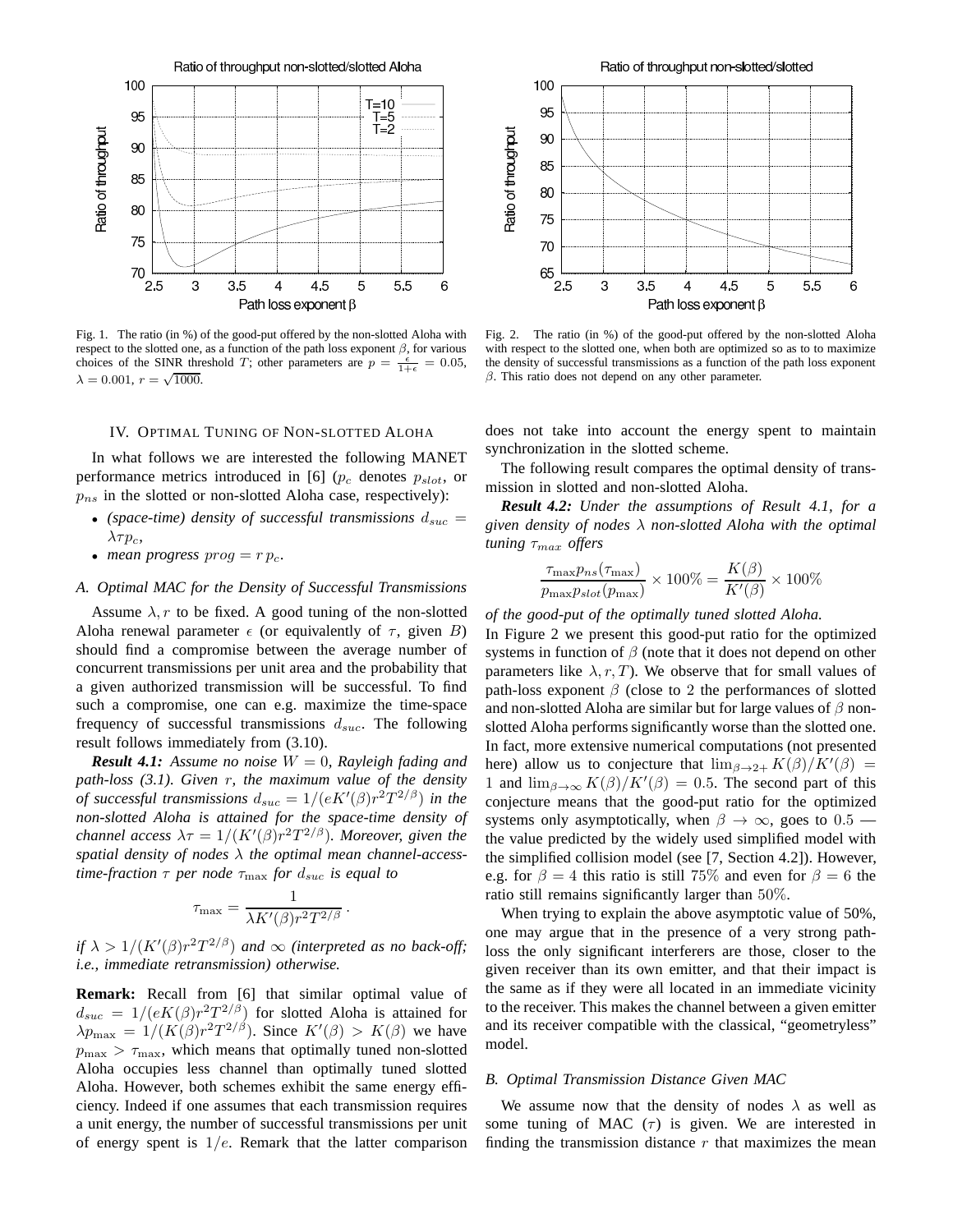Fig. 1. The ratio (in %) of the good-put offered by the non-slotted Aloha with respect to the slotted one, as a function of the path loss exponent $\beta$, for various choices of the SINR threshold $T$; other parameters are $p = \frac{\epsilon}{1+\epsilon} = 0.05$, $\lambda = 0.001$, $r = \sqrt{1000}$.

Fig. 2. The ratio (in %) of the good-put offered by the non-slotted Aloha with respect to the slotted one, when both are optimized so as to to maximize the density of successful transmissions as a function of the path loss exponent $\beta$. This ratio does not depend on any other parameter.

## IV. Optimal Tuning of Non-slotted Aloha

In what follows we are interested the following MANET performance metrics introduced in [6] ($p_c$ denotes $p_{slot}$, or $p_{ns}$ in the slotted or non-slotted Aloha case, respectively):

- *(space-time) density of successful transmissions* $d_{suc} = \lambda \tau p_c$,
- *mean progress* $prog = r\, p_c$.

### A. Optimal MAC for the Density of Successful Transmissions

Assume $\lambda, r$ to be fixed. A good tuning of the non-slotted Aloha renewal parameter $\epsilon$ (or equivalently of $\tau$, given $B$) should find a compromise between the average number of concurrent transmissions per unit area and the probability that a given authorized transmission will be successful. To find such a compromise, one can e.g. maximize the time-space frequency of successful transmissions $d_{suc}$. The following result follows immediately from (3.10).

***Result 4.1:*** *Assume no noise $W = 0$, Rayleigh fading and path-loss (3.1). Given $r$, the maximum value of the density of successful transmissions $d_{suc} = 1/(eK'(\beta)r^2T^{2/\beta})$ in the non-slotted Aloha is attained for the space-time density of channel access $\lambda\tau = 1/(K'(\beta)r^2T^{2/\beta})$. Moreover, given the spatial density of nodes $\lambda$ the optimal mean channel-access-time-fraction $\tau$ per node $\tau_{\max}$ for $d_{suc}$ is equal to*

$$\tau_{\max} = \frac{1}{\lambda K'(\beta) r^2 T^{2/\beta}}\,.$$

*if $\lambda > 1/(K'(\beta)r^2T^{2/\beta})$ and $\infty$ (interpreted as no back-off; i.e., immediate retransmission) otherwise.*

**Remark:** Recall from [6] that similar optimal value of $d_{suc} = 1/(eK(\beta)r^2T^{2/\beta})$ for slotted Aloha is attained for $\lambda p_{\max} = 1/(K(\beta)r^2T^{2/\beta})$. Since $K'(\beta) > K(\beta)$ we have $p_{\max} > \tau_{\max}$, which means that optimally tuned non-slotted Aloha occupies less channel than optimally tuned slotted Aloha. However, both schemes exhibit the same energy efficiency. Indeed if one assumes that each transmission requires a unit energy, the number of successful transmissions per unit of energy spent is $1/e$. Remark that the latter comparison does not take into account the energy spent to maintain synchronization in the slotted scheme.

The following result compares the optimal density of transmission in slotted and non-slotted Aloha.

***Result 4.2:*** *Under the assumptions of Result 4.1, for a given density of nodes $\lambda$ non-slotted Aloha with the optimal tuning $\tau_{max}$ offers*

$$\frac{\tau_{\max} p_{ns}(\tau_{\max})}{p_{\max} p_{slot}(p_{\max})} \times 100\% = \frac{K(\beta)}{K'(\beta)} \times 100\%$$

*of the good-put of the optimally tuned slotted Aloha.*

In Figure 2 we present this good-put ratio for the optimized systems in function of $\beta$ (note that it does not depend on other parameters like $\lambda, r, T$). We observe that for small values of path-loss exponent $\beta$ (close to 2 the performances of slotted and non-slotted Aloha are similar but for large values of $\beta$ non-slotted Aloha performs significantly worse than the slotted one. In fact, more extensive numerical computations (not presented here) allow us to conjecture that $\lim_{\beta\to 2+} K(\beta)/K'(\beta) = 1$ and $\lim_{\beta\to\infty} K(\beta)/K'(\beta) = 0.5$. The second part of this conjecture means that the good-put ratio for the optimized systems only asymptotically, when $\beta \to \infty$, goes to $0.5$ — the value predicted by the widely used simplified model with the simplified collision model (see [7, Section 4.2]). However, e.g. for $\beta = 4$ this ratio is still $75\%$ and even for $\beta = 6$ the ratio still remains significantly larger than $50\%$.

When trying to explain the above asymptotic value of 50%, one may argue that in the presence of a very strong path-loss the only significant interferers are those, closer to the given receiver than its own emitter, and that their impact is the same as if they were all located in an immediate vicinity to the receiver. This makes the channel between a given emitter and its receiver compatible with the classical, "geometryless" model.

### B. Optimal Transmission Distance Given MAC

We assume now that the density of nodes $\lambda$ as well as some tuning of MAC ($\tau$) is given. We are interested in finding the transmission distance $r$ that maximizes the mean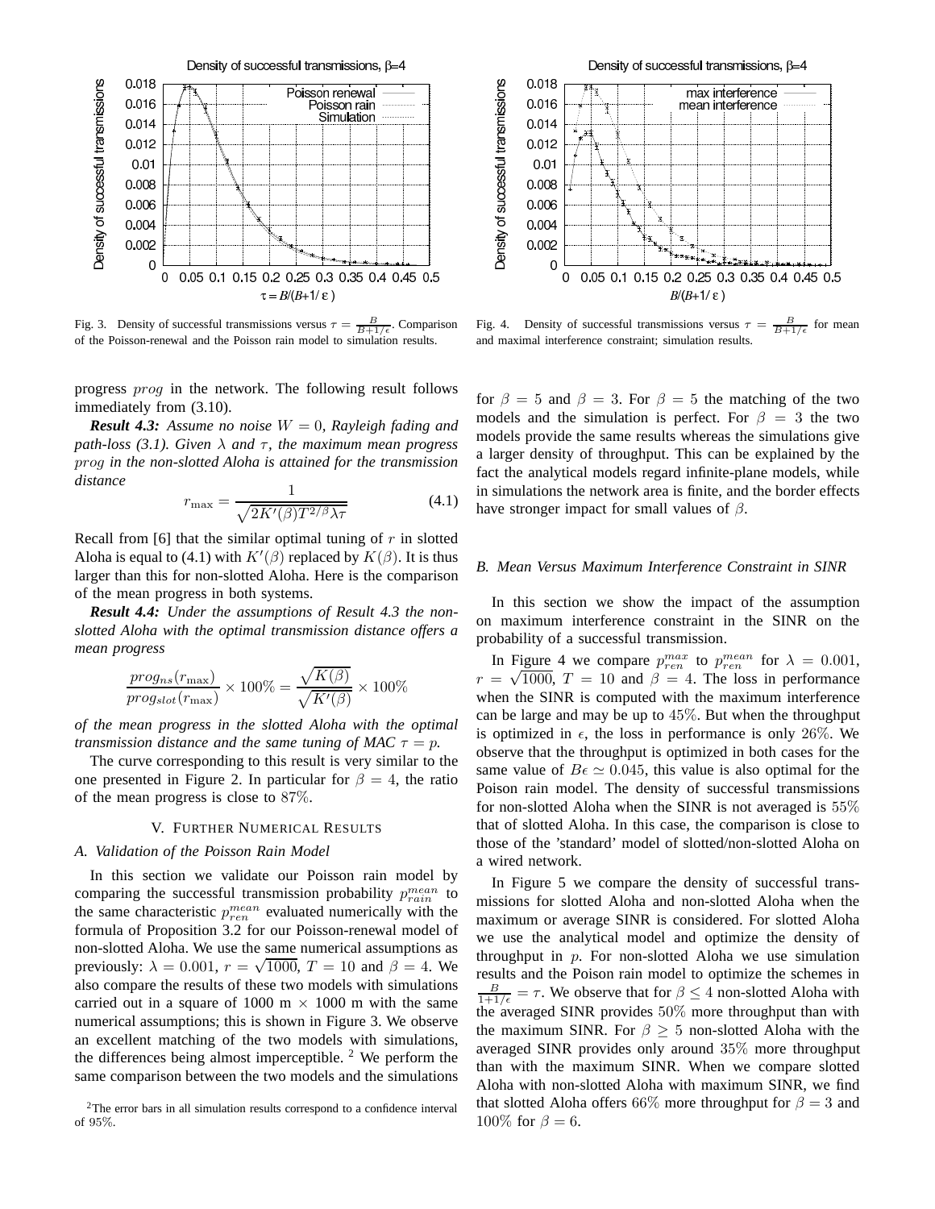Fig. 3. Density of successful transmissions versus $\tau = \frac{B}{B+1/\epsilon}$. Comparison of the Poisson-renewal and the Poisson rain model to simulation results.

Fig. 4. Density of successful transmissions versus $\tau = \frac{B}{B+1/\epsilon}$ for mean and maximal interference constraint; simulation results.

progress $prog$ in the network. The following result follows immediately from (3.10).

***Result 4.3:*** *Assume no noise $W = 0$, Rayleigh fading and path-loss (3.1). Given $\lambda$ and $\tau$, the maximum mean progress $prog$ in the non-slotted Aloha is attained for the transmission distance*

$$r_{\max} = \frac{1}{\sqrt{2K'(\beta)T^{2/\beta}\lambda\tau}} \tag{4.1}$$

Recall from [6] that the similar optimal tuning of $r$ in slotted Aloha is equal to (4.1) with $K'(\beta)$ replaced by $K(\beta)$. It is thus larger than this for non-slotted Aloha. Here is the comparison of the mean progress in both systems.

***Result 4.4:*** *Under the assumptions of Result 4.3 the non-slotted Aloha with the optimal transmission distance offers a mean progress*

$$\frac{prog_{ns}(r_{\max})}{prog_{slot}(r_{\max})} \times 100\% = \frac{\sqrt{K(\beta)}}{\sqrt{K'(\beta)}} \times 100\%$$

*of the mean progress in the slotted Aloha with the optimal transmission distance and the same tuning of MAC $\tau = p$.*

The curve corresponding to this result is very similar to the one presented in Figure 2. In particular for $\beta = 4$, the ratio of the mean progress is close to $87\%$.

## V. Further Numerical Results

### A. Validation of the Poisson Rain Model

In this section we validate our Poisson rain model by comparing the successful transmission probability $p_{rain}^{mean}$ to the same characteristic $p_{ren}^{mean}$ evaluated numerically with the formula of Proposition 3.2 for our Poisson-renewal model of non-slotted Aloha. We use the same numerical assumptions as previously: $\lambda = 0.001$, $r = \sqrt{1000}$, $T = 10$ and $\beta = 4$. We also compare the results of these two models with simulations carried out in a square of 1000 m $\times$ 1000 m with the same numerical assumptions; this is shown in Figure 3. We observe an excellent matching of the two models with simulations, the differences being almost imperceptible. [2] We perform the same comparison between the two models and the simulations for $\beta = 5$ and $\beta = 3$. For $\beta = 5$ the matching of the two models and the simulation is perfect. For $\beta = 3$ the two models provide the same results whereas the simulations give a larger density of throughput. This can be explained by the fact the analytical models regard infinite-plane models, while in simulations the network area is finite, and the border effects have stronger impact for small values of $\beta$.

[2] The error bars in all simulation results correspond to a confidence interval of 95%.

### B. Mean Versus Maximum Interference Constraint in SINR

In this section we show the impact of the assumption on maximum interference constraint in the SINR on the probability of a successful transmission.

In Figure 4 we compare $p_{ren}^{max}$ to $p_{ren}^{mean}$ for $\lambda = 0.001$, $r = \sqrt{1000}$, $T = 10$ and $\beta = 4$. The loss in performance when the SINR is computed with the maximum interference can be large and may be up to $45\%$. But when the throughput is optimized in $\epsilon$, the loss in performance is only $26\%$. We observe that the throughput is optimized in both cases for the same value of $B\epsilon \simeq 0.045$, this value is also optimal for the Poison rain model. The density of successful transmissions for non-slotted Aloha when the SINR is not averaged is $55\%$ that of slotted Aloha. In this case, the comparison is close to those of the 'standard' model of slotted/non-slotted Aloha on a wired network.

In Figure 5 we compare the density of successful transmissions for slotted Aloha and non-slotted Aloha when the maximum or average SINR is considered. For slotted Aloha we use the analytical model and optimize the density of throughput in $p$. For non-slotted Aloha we use simulation results and the Poison rain model to optimize the schemes in $\frac{B}{1+1/\epsilon} = \tau$. We observe that for $\beta \leq 4$ non-slotted Aloha with the averaged SINR provides $50\%$ more throughput than with the maximum SINR. For $\beta \geq 5$ non-slotted Aloha with the averaged SINR provides only around $35\%$ more throughput than with the maximum SINR. When we compare slotted Aloha with non-slotted Aloha with maximum SINR, we find that slotted Aloha offers $66\%$ more throughput for $\beta = 3$ and $100\%$ for $\beta = 6$.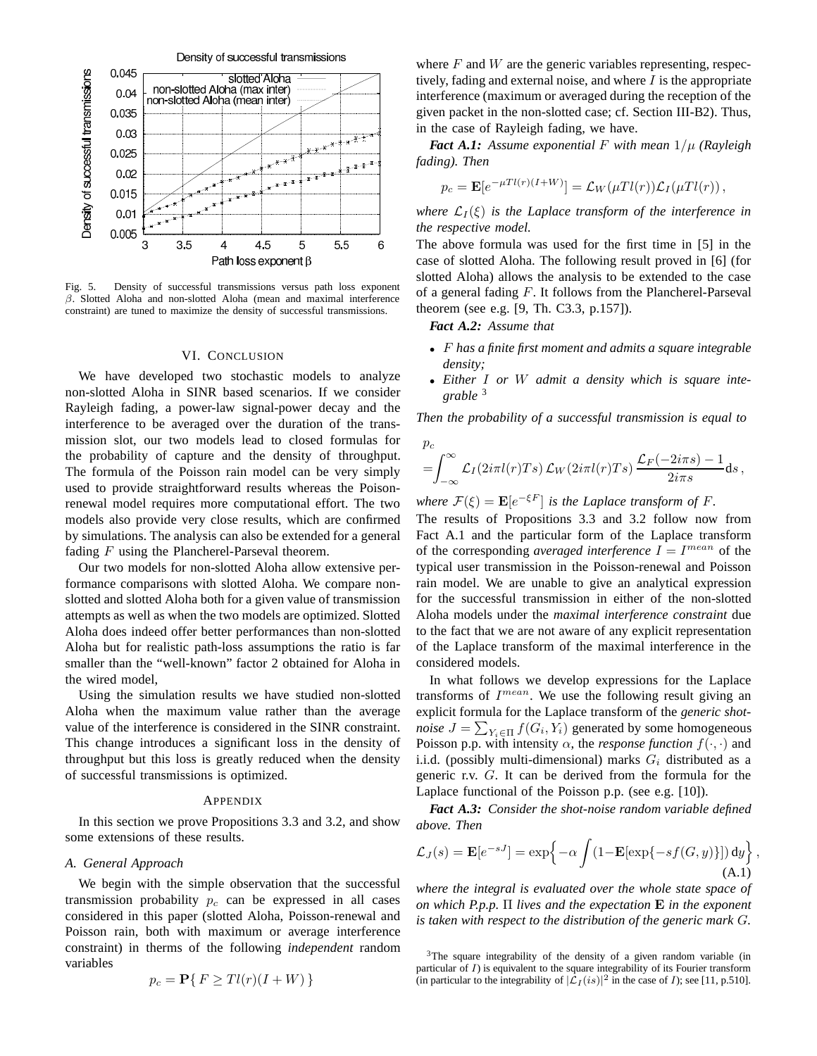Fig. 5. Density of successful transmissions versus path loss exponent $\beta$. Slotted Aloha and non-slotted Aloha (mean and maximal interference constraint) are tuned to maximize the density of successful transmissions.

## VI. Conclusion

We have developed two stochastic models to analyze non-slotted Aloha in SINR based scenarios. If we consider Rayleigh fading, a power-law signal-power decay and the interference to be averaged over the duration of the transmission slot, our two models lead to closed formulas for the probability of capture and the density of throughput. The formula of the Poisson rain model can be very simply used to provide straightforward results whereas the Poison-renewal model requires more computational effort. The two models also provide very close results, which are confirmed by simulations. The analysis can also be extended for a general fading $F$ using the Plancherel-Parseval theorem.

Our two models for non-slotted Aloha allow extensive performance comparisons with slotted Aloha. We compare non-slotted and slotted Aloha both for a given value of transmission attempts as well as when the two models are optimized. Slotted Aloha does indeed offer better performances than non-slotted Aloha but for realistic path-loss assumptions the ratio is far smaller than the "well-known" factor 2 obtained for Aloha in the wired model,

Using the simulation results we have studied non-slotted Aloha when the maximum value rather than the average value of the interference is considered in the SINR constraint. This change introduces a significant loss in the density of throughput but this loss is greatly reduced when the density of successful transmissions is optimized.

## Appendix

In this section we prove Propositions 3.3 and 3.2, and show some extensions of these results.

### A. General Approach

We begin with the simple observation that the successful transmission probability $p_c$ can be expressed in all cases considered in this paper (slotted Aloha, Poisson-renewal and Poisson rain, both with maximum or average interference constraint) in therms of the following *independent* random variables

$$p_c = \mathbf{P}\{\, F \geq Tl(r)(I+W)\,\}$$

where $F$ and $W$ are the generic variables representing, respectively, fading and external noise, and where $I$ is the appropriate interference (maximum or averaged during the reception of the given packet in the non-slotted case; cf. Section III-B2). Thus, in the case of Rayleigh fading, we have.

***Fact A.1:*** *Assume exponential $F$ with mean $1/\mu$ (Rayleigh fading). Then*

$$p_c = \mathbf{E}[e^{-\mu Tl(r)(I+W)}] = \mathcal{L}_W(\mu Tl(r))\mathcal{L}_I(\mu Tl(r))\,,$$

*where $\mathcal{L}_I(\xi)$ is the Laplace transform of the interference in the respective model.*

The above formula was used for the first time in [5] in the case of slotted Aloha. The following result proved in [6] (for slotted Aloha) allows the analysis to be extended to the case of a general fading $F$. It follows from the Plancherel-Parseval theorem (see e.g. [9, Th. C3.3, p.157]).

***Fact A.2:*** *Assume that*

- *$F$ has a finite first moment and admits a square integrable density;*
- *Either $I$ or $W$ admit a density which is square integrable* [3]

*Then the probability of a successful transmission is equal to*

$$p_c = \int_{-\infty}^{\infty} \mathcal{L}_I(2i\pi l(r)Ts)\,\mathcal{L}_W(2i\pi l(r)Ts)\,\frac{\mathcal{L}_F(-2i\pi s)-1}{2i\pi s}\mathrm{d}s\,,$$

*where $\mathcal{F}(\xi) = \mathbf{E}[e^{-\xi F}]$ is the Laplace transform of $F$.*

The results of Propositions 3.3 and 3.2 follow now from Fact A.1 and the particular form of the Laplace transform of the corresponding *averaged interference* $I = I^{mean}$ of the typical user transmission in the Poisson-renewal and Poisson rain model. We are unable to give an analytical expression for the successful transmission in either of the non-slotted Aloha models under the *maximal interference constraint* due to the fact that we are not aware of any explicit representation of the Laplace transform of the maximal interference in the considered models.

In what follows we develop expressions for the Laplace transforms of $I^{mean}$. We use the following result giving an explicit formula for the Laplace transform of the *generic shot-noise* $J = \sum_{Y_i \in \Pi} f(G_i, Y_i)$ generated by some homogeneous Poisson p.p. with intensity $\alpha$, the *response function* $f(\cdot,\cdot)$ and i.i.d. (possibly multi-dimensional) marks $G_i$ distributed as a generic r.v. $G$. It can be derived from the formula for the Laplace functional of the Poisson p.p. (see e.g. [10]).

***Fact A.3:*** *Consider the shot-noise random variable defined above. Then*

$$\mathcal{L}_J(s) = \mathbf{E}[e^{-sJ}] = \exp\Big\{-\alpha\int(1-\mathbf{E}[\exp\{-sf(G,y)\}])\,\mathrm{d}y\Big\}\,, \tag{A.1}$$

*where the integral is evaluated over the whole state space of on which P.p.p. $\Pi$ lives and the expectation $\mathbf{E}$ in the exponent is taken with respect to the distribution of the generic mark $G$.*

[3] The square integrability of the density of a given random variable (in particular of $I$) is equivalent to the square integrability of its Fourier transform (in particular to the integrability of $|\mathcal{L}_I(is)|^2$ in the case of $I$); see [11, p.510].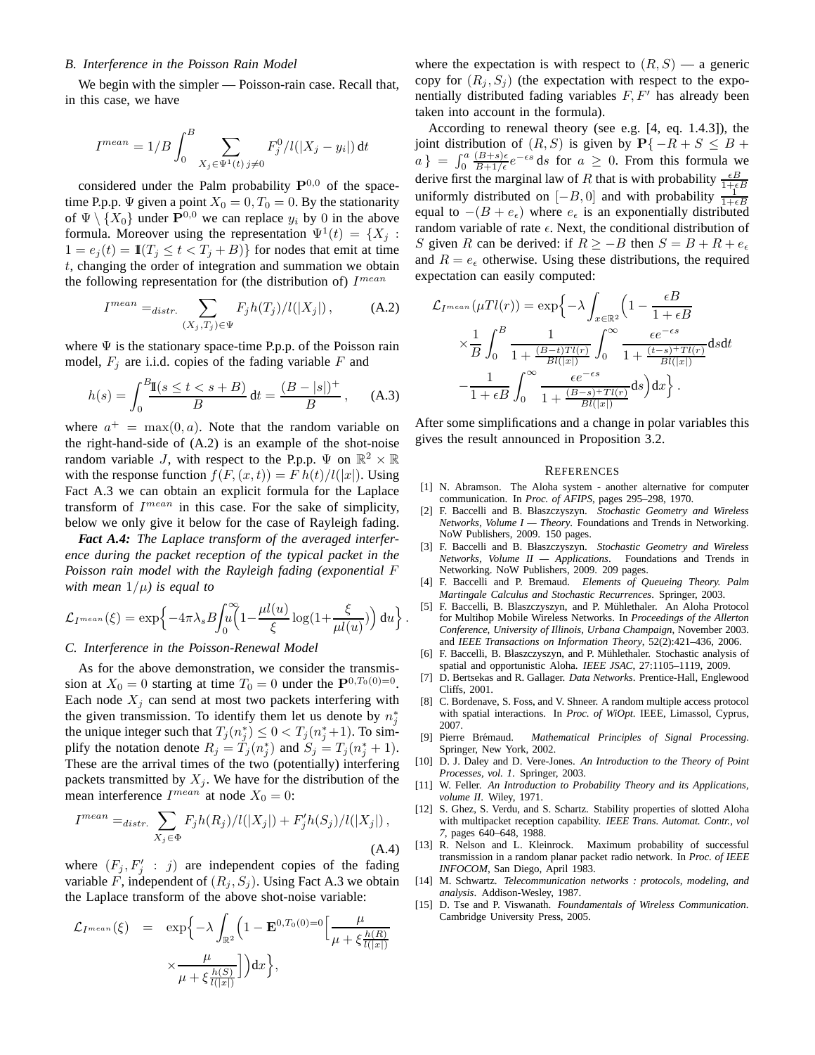### B. Interference in the Poisson Rain Model

We begin with the simpler — Poisson-rain case. Recall that, in this case, we have

$$I^{mean} = 1/B \int_0^B \sum_{X_j \in \Psi^1(t)\, j \neq 0} F_j^0 / l(|X_j - y_i|)\, \mathrm{d}t$$

considered under the Palm probability $\mathbf{P}^{0,0}$ of the space-time P.p.p. $\Psi$ given a point $X_0 = 0, T_0 = 0$. By the stationarity of $\Psi \setminus \{X_0\}$ under $\mathbf{P}^{0,0}$ we can replace $y_i$ by $0$ in the above formula. Moreover using the representation $\Psi^1(t) = \{X_j : 1 = e_j(t) = \mathbb{1}(T_j \leq t < T_j + B)\}$ for nodes that emit at time $t$, changing the order of integration and summation we obtain the following representation for (the distribution of) $I^{mean}$

$$I^{mean} =_{distr.} \sum_{(X_j,T_j)\in\Psi} F_j h(T_j)/l(|X_j|)\,, \tag{A.2}$$

where $\Psi$ is the stationary space-time P.p.p. of the Poisson rain model, $F_j$ are i.i.d. copies of the fading variable $F$ and

$$h(s) = \int_0^B \frac{\mathbb{1}(s \leq t < s+B)}{B}\, \mathrm{d}t = \frac{(B - |s|)^+}{B}\,, \tag{A.3}$$

where $a^+ = \max(0, a)$. Note that the random variable on the right-hand-side of (A.2) is an example of the shot-noise random variable $J$, with respect to the P.p.p. $\Psi$ on $\mathbb{R}^2 \times \mathbb{R}$ with the response function $f(F,(x,t)) = F\, h(t)/l(|x|)$. Using Fact A.3 we can obtain an explicit formula for the Laplace transform of $I^{mean}$ in this case. For the sake of simplicity, below we only give it below for the case of Rayleigh fading.

***Fact A.4:*** *The Laplace transform of the averaged interference during the packet reception of the typical packet in the Poisson rain model with the Rayleigh fading (exponential $F$ with mean $1/\mu$) is equal to*

$$\mathcal{L}_{I^{mean}}(\xi) = \exp\Big\{-4\pi\lambda_s B \int_0^\infty u\Big(1 - \frac{\mu l(u)}{\xi}\log(1 + \frac{\xi}{\mu l(u)})\Big)\,\mathrm{d}u\Big\}\,.$$

### C. Interference in the Poisson-Renewal Model

As for the above demonstration, we consider the transmission at $X_0 = 0$ starting at time $T_0 = 0$ under the $\mathbf{P}^{0,T_0(0)=0}$. Each node $X_j$ can send at most two packets interfering with the given transmission. To identify them let us denote by $n_j^*$ the unique integer such that $T_j(n_j^*) \leq 0 < T_j(n_j^*+1)$. To simplify the notation denote $R_j = T_j(n_j^*)$ and $S_j = T_j(n_j^*+1)$. These are the arrival times of the two (potentially) interfering packets transmitted by $X_j$. We have for the distribution of the mean interference $I^{mean}$ at node $X_0 = 0$:

$$I^{mean} =_{distr.} \sum_{X_j \in \Phi} F_j h(R_j)/l(|X_j|) + F_j' h(S_j)/l(|X_j|)\,, \tag{A.4}$$

where $(F_j, F_j' : j)$ are independent copies of the fading variable $F$, independent of $(R_j, S_j)$. Using Fact A.3 we obtain the Laplace transform of the above shot-noise variable:

$$\begin{aligned}\mathcal{L}_{I^{mean}}(\xi) \;&=\; \exp\Big\{-\lambda \int_{\mathbb{R}^2} \Big(1 - \mathbf{E}^{0,T_0(0)=0}\Big[\frac{\mu}{\mu + \xi \frac{h(R)}{l(|x|)}} \\ &\quad \times \frac{\mu}{\mu + \xi\frac{h(S)}{l(|x|)}}\Big]\Big)\mathrm{d}x\Big\},\end{aligned}$$

where the expectation is with respect to $(R, S)$ — a generic copy for $(R_j, S_j)$ (the expectation with respect to the exponentially distributed fading variables $F, F'$ has already been taken into account in the formula).

According to renewal theory (see e.g. [4, eq. 1.4.3]), the joint distribution of $(R, S)$ is given by $\mathbf{P}\{-R + S \leq B + a\} = \int_0^a \frac{(B+s)\epsilon}{B + 1/\epsilon} e^{-\epsilon s}\,\mathrm{d}s$ for $a \geq 0$. From this formula we derive first the marginal law of $R$ that is with probability $\frac{\epsilon B}{1+\epsilon B}$ uniformly distributed on $[-B, 0]$ and with probability $\frac{1}{1+\epsilon B}$ equal to $-(B + e_\epsilon)$ where $e_\epsilon$ is an exponentially distributed random variable of rate $\epsilon$. Next, the conditional distribution of $S$ given $R$ can be derived: if $R \geq -B$ then $S = B + R + e_\epsilon$ and $R = e_\epsilon$ otherwise. Using these distributions, the required expectation can easily computed:

$$\begin{aligned}\mathcal{L}_{I^{mean}}(\mu T l(r)) = \exp\Big\{-\lambda \int_{x\in\mathbb{R}^2}\Big(1 - \frac{\epsilon B}{1+\epsilon B} \\ \times \frac{1}{B}\int_0^B \frac{1}{1 + \frac{(B-t)Tl(r)}{Bl(|x|)}} \int_0^\infty \frac{\epsilon e^{-\epsilon s}}{1 + \frac{(t-s)^+ Tl(r)}{Bl(|x|)}}\mathrm{d}s\mathrm{d}t \\ - \frac{1}{1+\epsilon B}\int_0^\infty \frac{\epsilon e^{-\epsilon s}}{1 + \frac{(B-s)^+ Tl(r)}{Bl(|x|)}}\mathrm{d}s\Big)\mathrm{d}x\Big\}\,.\end{aligned}$$

After some simplifications and a change in polar variables this gives the result announced in Proposition 3.2.

## References

[1] N. Abramson. The Aloha system - another alternative for computer communication. In *Proc. of AFIPS*, pages 295–298, 1970.

[2] F. Baccelli and B. Błaszczyszyn. *Stochastic Geometry and Wireless Networks, Volume I — Theory*. Foundations and Trends in Networking. NoW Publishers, 2009. 150 pages.

[3] F. Baccelli and B. Błaszczyszyn. *Stochastic Geometry and Wireless Networks, Volume II — Applications*. Foundations and Trends in Networking. NoW Publishers, 2009. 209 pages.

[4] F. Baccelli and P. Bremaud. *Elements of Queueing Theory. Palm Martingale Calculus and Stochastic Recurrences*. Springer, 2003.

[5] F. Baccelli, B. Blaszczyszyn, and P. Mühlethaler. An Aloha Protocol for Multihop Mobile Wireless Networks. In *Proceedings of the Allerton Conference, University of Illinois, Urbana Champaign*, November 2003. and *IEEE Transactions on Information Theory*, 52(2):421–436, 2006.

[6] F. Baccelli, B. Błaszczyszyn, and P. Mühlethaler. Stochastic analysis of spatial and opportunistic Aloha. *IEEE JSAC*, 27:1105–1119, 2009.

[7] D. Bertsekas and R. Gallager. *Data Networks*. Prentice-Hall, Englewood Cliffs, 2001.

[8] C. Bordenave, S. Foss, and V. Shneer. A random multiple access protocol with spatial interactions. In *Proc. of WiOpt*. IEEE, Limassol, Cyprus, 2007.

[9] Pierre Brémaud. *Mathematical Principles of Signal Processing*. Springer, New York, 2002.

[10] D. J. Daley and D. Vere-Jones. *An Introduction to the Theory of Point Processes, vol. 1*. Springer, 2003.

[11] W. Feller. *An Introduction to Probability Theory and its Applications, volume II*. Wiley, 1971.

[12] S. Ghez, S. Verdu, and S. Schartz. Stability properties of slotted Aloha with multipacket reception capability. *IEEE Trans. Automat. Contr., vol 7*, pages 640–648, 1988.

[13] R. Nelson and L. Kleinrock. Maximum probability of successful transmission in a random planar packet radio network. In *Proc. of IEEE INFOCOM*, San Diego, April 1983.

[14] M. Schwartz. *Telecommunication networks : protocols, modeling, and analysis*. Addison-Wesley, 1987.

[15] D. Tse and P. Viswanath. *Foundamentals of Wireless Communication*. Cambridge University Press, 2005.